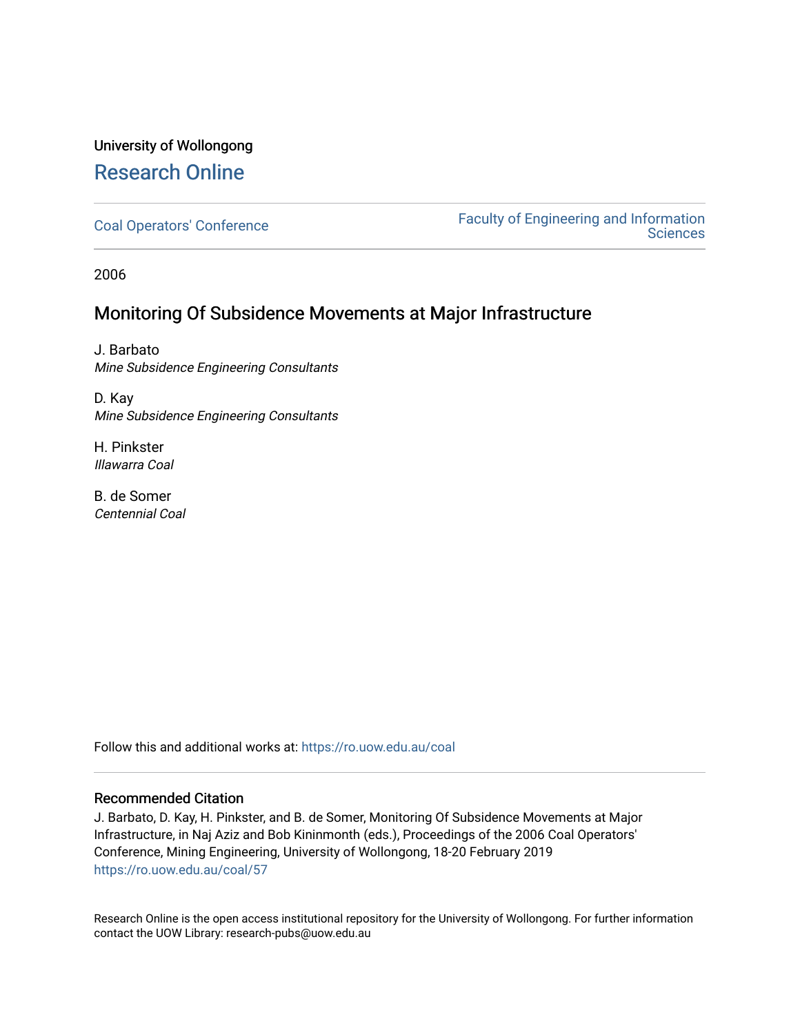University of Wollongong

# Research Online

Coal Operators' Conference

Faculty of Engineering and Information Sciences

2006

## Monitoring Of Subsidence Movements at Major Infrastructure

J. Barbato
*Mine Subsidence Engineering Consultants*

D. Kay
*Mine Subsidence Engineering Consultants*

H. Pinkster
*Illawarra Coal*

B. de Somer
*Centennial Coal*

Follow this and additional works at: https://ro.uow.edu.au/coal

### Recommended Citation

J. Barbato, D. Kay, H. Pinkster, and B. de Somer, Monitoring Of Subsidence Movements at Major Infrastructure, in Naj Aziz and Bob Kininmonth (eds.), Proceedings of the 2006 Coal Operators' Conference, Mining Engineering, University of Wollongong, 18-20 February 2019
https://ro.uow.edu.au/coal/57

Research Online is the open access institutional repository for the University of Wollongong. For further information contact the UOW Library: research-pubs@uow.edu.au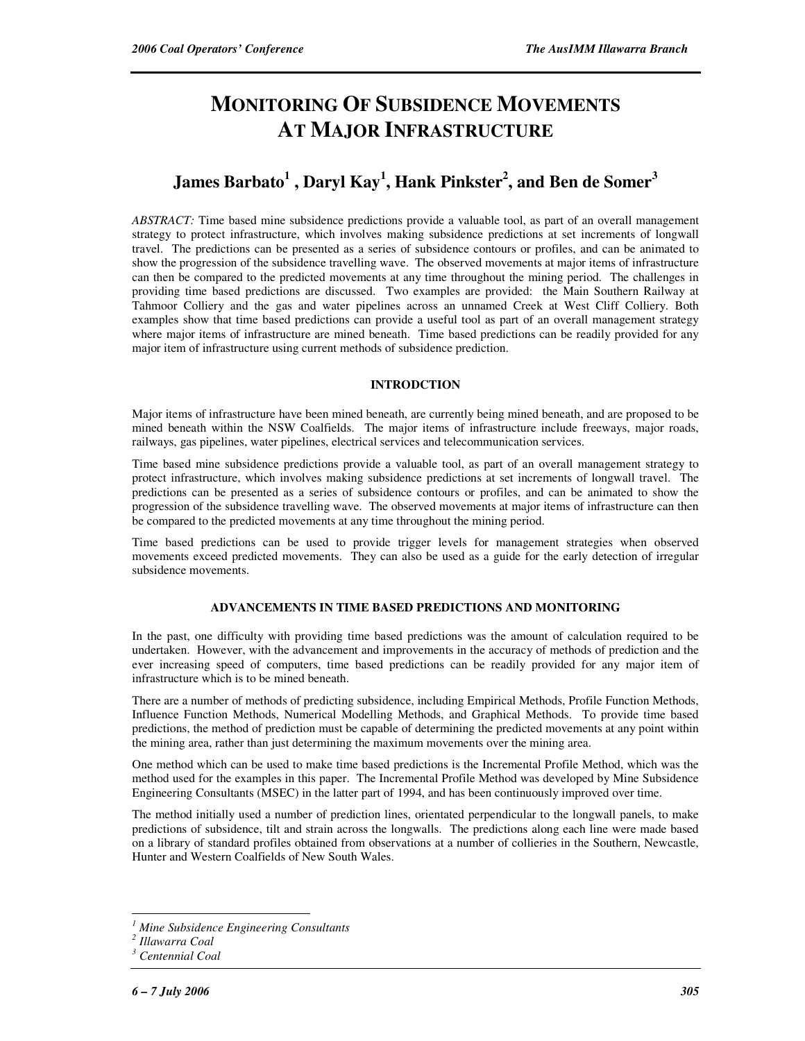# MONITORING OF SUBSIDENCE MOVEMENTS AT MAJOR INFRASTRUCTURE

## James Barbato[1] , Daryl Kay[1], Hank Pinkster[2], and Ben de Somer[3]

*ABSTRACT:* Time based mine subsidence predictions provide a valuable tool, as part of an overall management strategy to protect infrastructure, which involves making subsidence predictions at set increments of longwall travel. The predictions can be presented as a series of subsidence contours or profiles, and can be animated to show the progression of the subsidence travelling wave. The observed movements at major items of infrastructure can then be compared to the predicted movements at any time throughout the mining period. The challenges in providing time based predictions are discussed. Two examples are provided: the Main Southern Railway at Tahmoor Colliery and the gas and water pipelines across an unnamed Creek at West Cliff Colliery. Both examples show that time based predictions can provide a useful tool as part of an overall management strategy where major items of infrastructure are mined beneath. Time based predictions can be readily provided for any major item of infrastructure using current methods of subsidence prediction.

### INTRODCTION

Major items of infrastructure have been mined beneath, are currently being mined beneath, and are proposed to be mined beneath within the NSW Coalfields. The major items of infrastructure include freeways, major roads, railways, gas pipelines, water pipelines, electrical services and telecommunication services.

Time based mine subsidence predictions provide a valuable tool, as part of an overall management strategy to protect infrastructure, which involves making subsidence predictions at set increments of longwall travel. The predictions can be presented as a series of subsidence contours or profiles, and can be animated to show the progression of the subsidence travelling wave. The observed movements at major items of infrastructure can then be compared to the predicted movements at any time throughout the mining period.

Time based predictions can be used to provide trigger levels for management strategies when observed movements exceed predicted movements. They can also be used as a guide for the early detection of irregular subsidence movements.

### ADVANCEMENTS IN TIME BASED PREDICTIONS AND MONITORING

In the past, one difficulty with providing time based predictions was the amount of calculation required to be undertaken. However, with the advancement and improvements in the accuracy of methods of prediction and the ever increasing speed of computers, time based predictions can be readily provided for any major item of infrastructure which is to be mined beneath.

There are a number of methods of predicting subsidence, including Empirical Methods, Profile Function Methods, Influence Function Methods, Numerical Modelling Methods, and Graphical Methods. To provide time based predictions, the method of prediction must be capable of determining the predicted movements at any point within the mining area, rather than just determining the maximum movements over the mining area.

One method which can be used to make time based predictions is the Incremental Profile Method, which was the method used for the examples in this paper. The Incremental Profile Method was developed by Mine Subsidence Engineering Consultants (MSEC) in the latter part of 1994, and has been continuously improved over time.

The method initially used a number of prediction lines, orientated perpendicular to the longwall panels, to make predictions of subsidence, tilt and strain across the longwalls. The predictions along each line were made based on a library of standard profiles obtained from observations at a number of collieries in the Southern, Newcastle, Hunter and Western Coalfields of New South Wales.

---

[1] *Mine Subsidence Engineering Consultants*
[2] *Illawarra Coal*
[3] *Centennial Coal*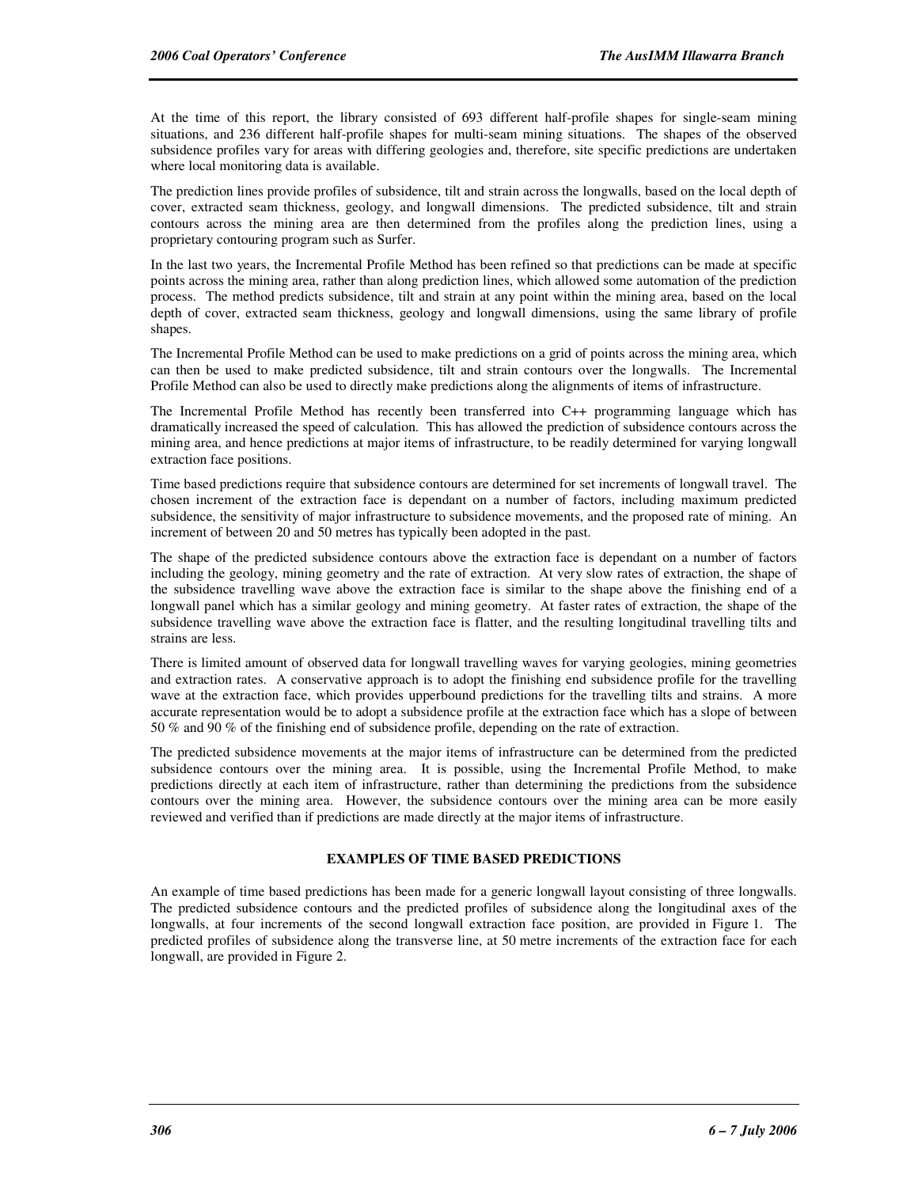At the time of this report, the library consisted of 693 different half-profile shapes for single-seam mining situations, and 236 different half-profile shapes for multi-seam mining situations. The shapes of the observed subsidence profiles vary for areas with differing geologies and, therefore, site specific predictions are undertaken where local monitoring data is available.

The prediction lines provide profiles of subsidence, tilt and strain across the longwalls, based on the local depth of cover, extracted seam thickness, geology, and longwall dimensions. The predicted subsidence, tilt and strain contours across the mining area are then determined from the profiles along the prediction lines, using a proprietary contouring program such as Surfer.

In the last two years, the Incremental Profile Method has been refined so that predictions can be made at specific points across the mining area, rather than along prediction lines, which allowed some automation of the prediction process. The method predicts subsidence, tilt and strain at any point within the mining area, based on the local depth of cover, extracted seam thickness, geology and longwall dimensions, using the same library of profile shapes.

The Incremental Profile Method can be used to make predictions on a grid of points across the mining area, which can then be used to make predicted subsidence, tilt and strain contours over the longwalls. The Incremental Profile Method can also be used to directly make predictions along the alignments of items of infrastructure.

The Incremental Profile Method has recently been transferred into C++ programming language which has dramatically increased the speed of calculation. This has allowed the prediction of subsidence contours across the mining area, and hence predictions at major items of infrastructure, to be readily determined for varying longwall extraction face positions.

Time based predictions require that subsidence contours are determined for set increments of longwall travel. The chosen increment of the extraction face is dependant on a number of factors, including maximum predicted subsidence, the sensitivity of major infrastructure to subsidence movements, and the proposed rate of mining. An increment of between 20 and 50 metres has typically been adopted in the past.

The shape of the predicted subsidence contours above the extraction face is dependant on a number of factors including the geology, mining geometry and the rate of extraction. At very slow rates of extraction, the shape of the subsidence travelling wave above the extraction face is similar to the shape above the finishing end of a longwall panel which has a similar geology and mining geometry. At faster rates of extraction, the shape of the subsidence travelling wave above the extraction face is flatter, and the resulting longitudinal travelling tilts and strains are less.

There is limited amount of observed data for longwall travelling waves for varying geologies, mining geometries and extraction rates. A conservative approach is to adopt the finishing end subsidence profile for the travelling wave at the extraction face, which provides upperbound predictions for the travelling tilts and strains. A more accurate representation would be to adopt a subsidence profile at the extraction face which has a slope of between 50 % and 90 % of the finishing end of subsidence profile, depending on the rate of extraction.

The predicted subsidence movements at the major items of infrastructure can be determined from the predicted subsidence contours over the mining area. It is possible, using the Incremental Profile Method, to make predictions directly at each item of infrastructure, rather than determining the predictions from the subsidence contours over the mining area. However, the subsidence contours over the mining area can be more easily reviewed and verified than if predictions are made directly at the major items of infrastructure.

## EXAMPLES OF TIME BASED PREDICTIONS

An example of time based predictions has been made for a generic longwall layout consisting of three longwalls. The predicted subsidence contours and the predicted profiles of subsidence along the longitudinal axes of the longwalls, at four increments of the second longwall extraction face position, are provided in Figure 1. The predicted profiles of subsidence along the transverse line, at 50 metre increments of the extraction face for each longwall, are provided in Figure 2.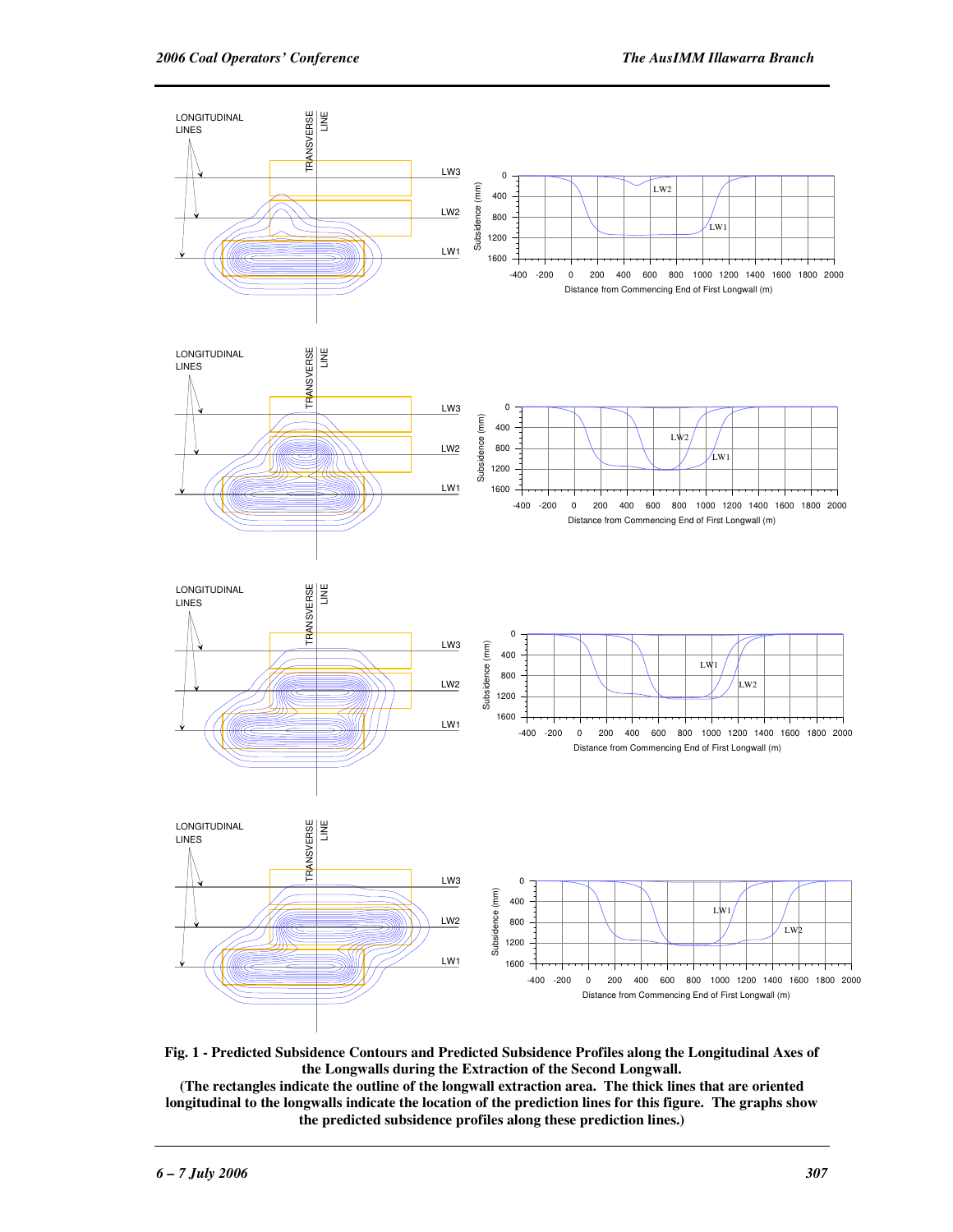**Fig. 1 - Predicted Subsidence Contours and Predicted Subsidence Profiles along the Longitudinal Axes of the Longwalls during the Extraction of the Second Longwall.**
**(The rectangles indicate the outline of the longwall extraction area. The thick lines that are oriented longitudinal to the longwalls indicate the location of the prediction lines for this figure. The graphs show the predicted subsidence profiles along these prediction lines.)**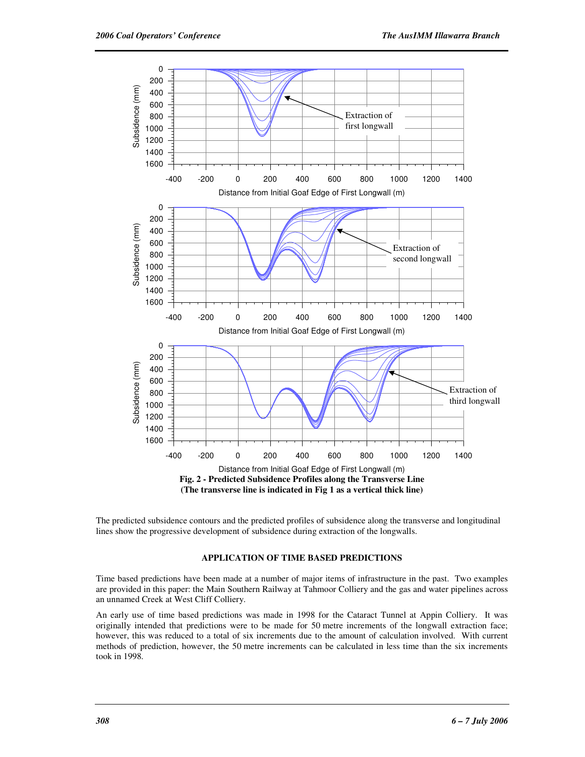Fig. 2 - Predicted Subsidence Profiles along the Transverse Line
(The transverse line is indicated in Fig 1 as a vertical thick line)

The predicted subsidence contours and the predicted profiles of subsidence along the transverse and longitudinal lines show the progressive development of subsidence during extraction of the longwalls.

## APPLICATION OF TIME BASED PREDICTIONS

Time based predictions have been made at a number of major items of infrastructure in the past. Two examples are provided in this paper: the Main Southern Railway at Tahmoor Colliery and the gas and water pipelines across an unnamed Creek at West Cliff Colliery.

An early use of time based predictions was made in 1998 for the Cataract Tunnel at Appin Colliery. It was originally intended that predictions were to be made for 50 metre increments of the longwall extraction face; however, this was reduced to a total of six increments due to the amount of calculation involved. With current methods of prediction, however, the 50 metre increments can be calculated in less time than the six increments took in 1998.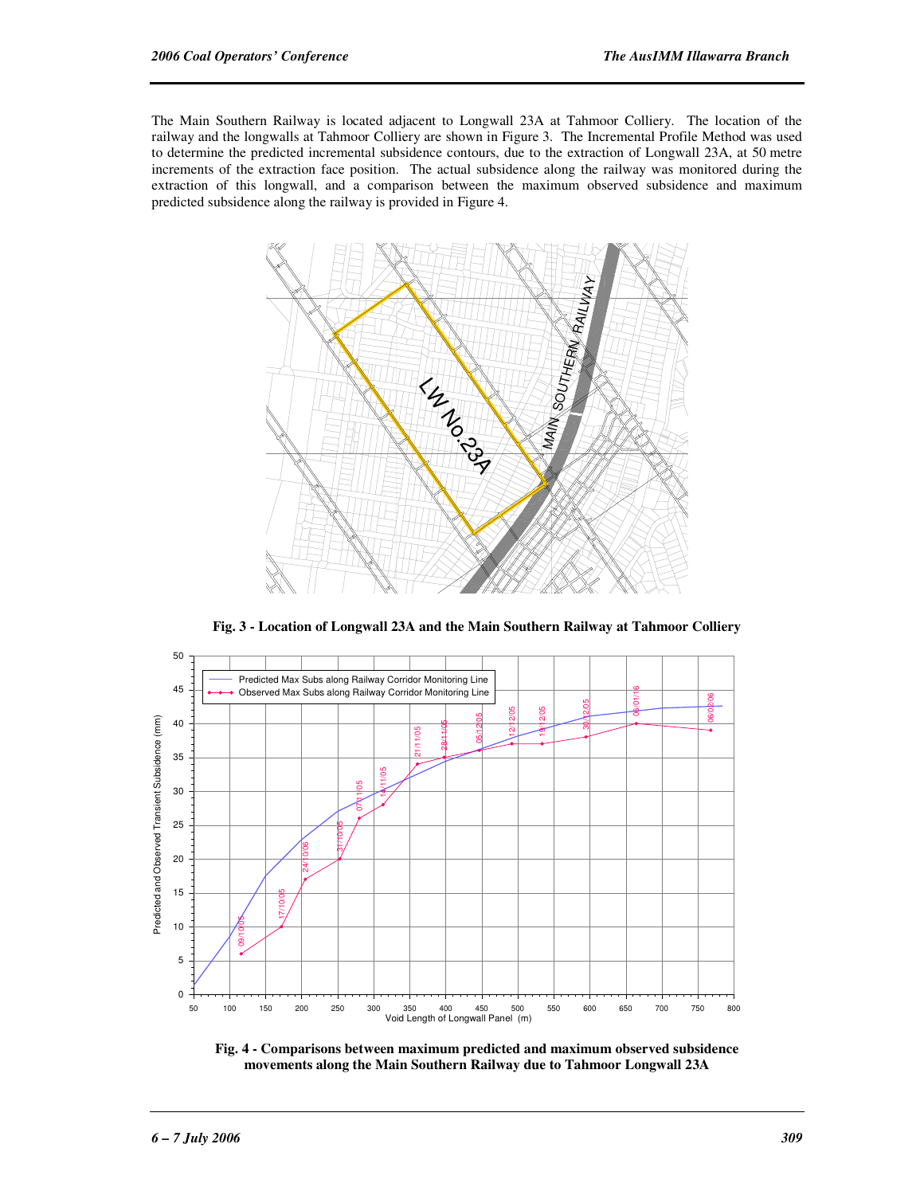The Main Southern Railway is located adjacent to Longwall 23A at Tahmoor Colliery. The location of the railway and the longwalls at Tahmoor Colliery are shown in Figure 3. The Incremental Profile Method was used to determine the predicted incremental subsidence contours, due to the extraction of Longwall 23A, at 50 metre increments of the extraction face position. The actual subsidence along the railway was monitored during the extraction of this longwall, and a comparison between the maximum observed subsidence and maximum predicted subsidence along the railway is provided in Figure 4.

**Fig. 3 - Location of Longwall 23A and the Main Southern Railway at Tahmoor Colliery**

**Fig. 4 - Comparisons between maximum predicted and maximum observed subsidence movements along the Main Southern Railway due to Tahmoor Longwall 23A**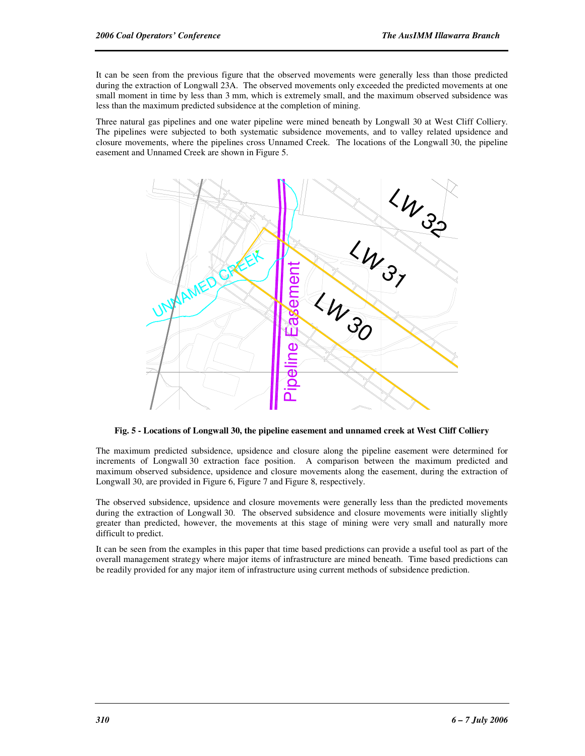It can be seen from the previous figure that the observed movements were generally less than those predicted during the extraction of Longwall 23A. The observed movements only exceeded the predicted movements at one small moment in time by less than 3 mm, which is extremely small, and the maximum observed subsidence was less than the maximum predicted subsidence at the completion of mining.

Three natural gas pipelines and one water pipeline were mined beneath by Longwall 30 at West Cliff Colliery. The pipelines were subjected to both systematic subsidence movements, and to valley related upsidence and closure movements, where the pipelines cross Unnamed Creek. The locations of the Longwall 30, the pipeline easement and Unnamed Creek are shown in Figure 5.

**Fig. 5 - Locations of Longwall 30, the pipeline easement and unnamed creek at West Cliff Colliery**

The maximum predicted subsidence, upsidence and closure along the pipeline easement were determined for increments of Longwall 30 extraction face position. A comparison between the maximum predicted and maximum observed subsidence, upsidence and closure movements along the easement, during the extraction of Longwall 30, are provided in Figure 6, Figure 7 and Figure 8, respectively.

The observed subsidence, upsidence and closure movements were generally less than the predicted movements during the extraction of Longwall 30. The observed subsidence and closure movements were initially slightly greater than predicted, however, the movements at this stage of mining were very small and naturally more difficult to predict.

It can be seen from the examples in this paper that time based predictions can provide a useful tool as part of the overall management strategy where major items of infrastructure are mined beneath. Time based predictions can be readily provided for any major item of infrastructure using current methods of subsidence prediction.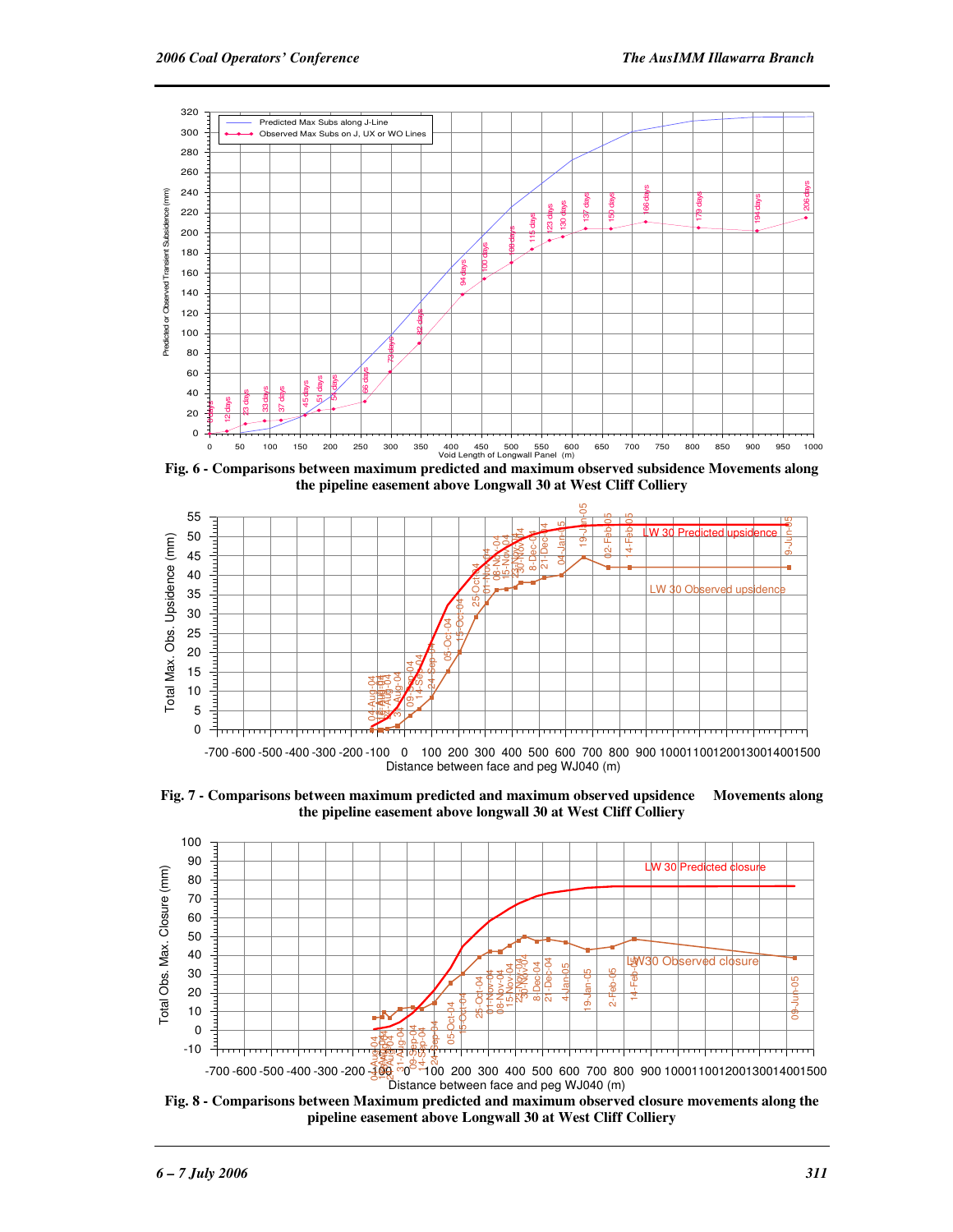Fig. 6 - Comparisons between maximum predicted and maximum observed subsidence Movements along the pipeline easement above Longwall 30 at West Cliff Colliery

Fig. 7 - Comparisons between maximum predicted and maximum observed upsidence Movements along the pipeline easement above longwall 30 at West Cliff Colliery

Fig. 8 - Comparisons between Maximum predicted and maximum observed closure movements along the pipeline easement above Longwall 30 at West Cliff Colliery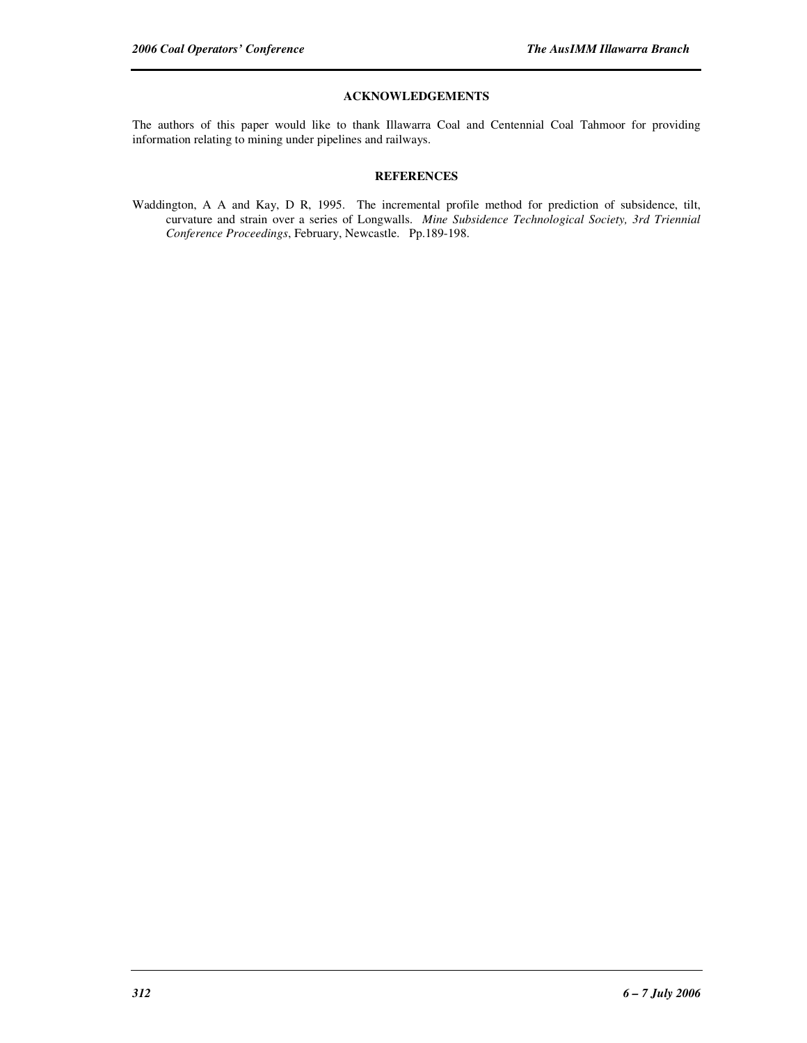## ACKNOWLEDGEMENTS

The authors of this paper would like to thank Illawarra Coal and Centennial Coal Tahmoor for providing information relating to mining under pipelines and railways.

## REFERENCES

Waddington, A A and Kay, D R, 1995. The incremental profile method for prediction of subsidence, tilt, curvature and strain over a series of Longwalls. *Mine Subsidence Technological Society, 3rd Triennial Conference Proceedings*, February, Newcastle. Pp.189-198.